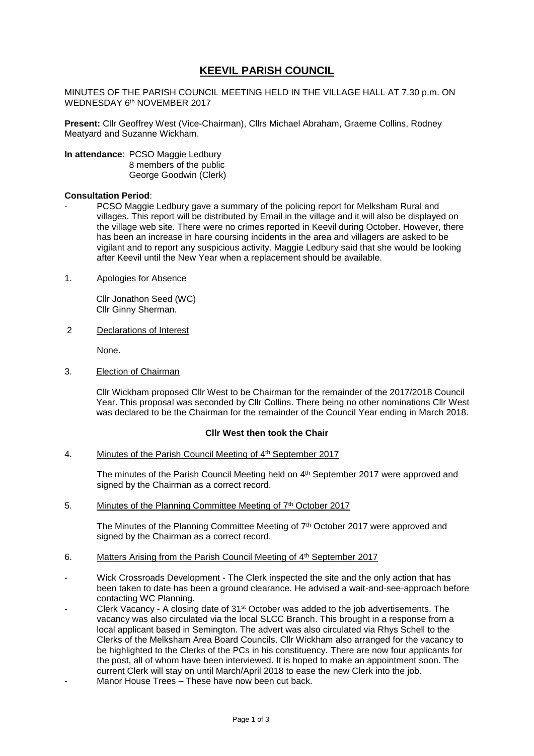# KEEVIL PARISH COUNCIL

MINUTES OF THE PARISH COUNCIL MEETING HELD IN THE VILLAGE HALL AT 7.30 p.m. ON WEDNESDAY 6th NOVEMBER 2017

**Present:** Cllr Geoffrey West (Vice-Chairman), Cllrs Michael Abraham, Graeme Collins, Rodney Meatyard and Suzanne Wickham.

**In attendance**: PCSO Maggie Ledbury
8 members of the public
George Goodwin (Clerk)

**Consultation Period**:

- PCSO Maggie Ledbury gave a summary of the policing report for Melksham Rural and villages. This report will be distributed by Email in the village and it will also be displayed on the village web site. There were no crimes reported in Keevil during October. However, there has been an increase in hare coursing incidents in the area and villagers are asked to be vigilant and to report any suspicious activity. Maggie Ledbury said that she would be looking after Keevil until the New Year when a replacement should be available.

1. Apologies for Absence

   Cllr Jonathon Seed (WC)
   Cllr Ginny Sherman.

2. Declarations of Interest

   None.

3. Election of Chairman

   Cllr Wickham proposed Cllr West to be Chairman for the remainder of the 2017/2018 Council Year. This proposal was seconded by Cllr Collins. There being no other nominations Cllr West was declared to be the Chairman for the remainder of the Council Year ending in March 2018.

**Cllr West then took the Chair**

4. Minutes of the Parish Council Meeting of 4th September 2017

   The minutes of the Parish Council Meeting held on 4th September 2017 were approved and signed by the Chairman as a correct record.

5. Minutes of the Planning Committee Meeting of 7th October 2017

   The Minutes of the Planning Committee Meeting of 7th October 2017 were approved and signed by the Chairman as a correct record.

6. Matters Arising from the Parish Council Meeting of 4th September 2017

- Wick Crossroads Development - The Clerk inspected the site and the only action that has been taken to date has been a ground clearance. He advised a wait-and-see-approach before contacting WC Planning.
- Clerk Vacancy - A closing date of 31st October was added to the job advertisements. The vacancy was also circulated via the local SLCC Branch. This brought in a response from a local applicant based in Semington. The advert was also circulated via Rhys Schell to the Clerks of the Melksham Area Board Councils. Cllr Wickham also arranged for the vacancy to be highlighted to the Clerks of the PCs in his constituency. There are now four applicants for the post, all of whom have been interviewed. It is hoped to make an appointment soon. The current Clerk will stay on until March/April 2018 to ease the new Clerk into the job.
- Manor House Trees – These have now been cut back.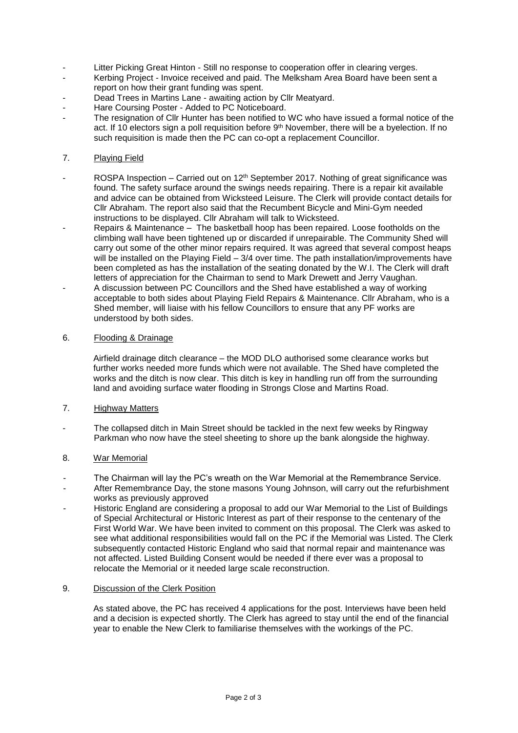- Litter Picking Great Hinton - Still no response to cooperation offer in clearing verges.
- Kerbing Project - Invoice received and paid. The Melksham Area Board have been sent a report on how their grant funding was spent.
- Dead Trees in Martins Lane - awaiting action by Cllr Meatyard.
- Hare Coursing Poster - Added to PC Noticeboard.
- The resignation of Cllr Hunter has been notified to WC who have issued a formal notice of the act. If 10 electors sign a poll requisition before 9th November, there will be a byelection. If no such requisition is made then the PC can co-opt a replacement Councillor.

7. Playing Field

- ROSPA Inspection – Carried out on 12th September 2017. Nothing of great significance was found. The safety surface around the swings needs repairing. There is a repair kit available and advice can be obtained from Wicksteed Leisure. The Clerk will provide contact details for Cllr Abraham. The report also said that the Recumbent Bicycle and Mini-Gym needed instructions to be displayed. Cllr Abraham will talk to Wicksteed.
- Repairs & Maintenance – The basketball hoop has been repaired. Loose footholds on the climbing wall have been tightened up or discarded if unrepairable. The Community Shed will carry out some of the other minor repairs required. It was agreed that several compost heaps will be installed on the Playing Field – 3/4 over time. The path installation/improvements have been completed as has the installation of the seating donated by the W.I. The Clerk will draft letters of appreciation for the Chairman to send to Mark Drewett and Jerry Vaughan.
- A discussion between PC Councillors and the Shed have established a way of working acceptable to both sides about Playing Field Repairs & Maintenance. Cllr Abraham, who is a Shed member, will liaise with his fellow Councillors to ensure that any PF works are understood by both sides.

6. Flooding & Drainage

Airfield drainage ditch clearance – the MOD DLO authorised some clearance works but further works needed more funds which were not available. The Shed have completed the works and the ditch is now clear. This ditch is key in handling run off from the surrounding land and avoiding surface water flooding in Strongs Close and Martins Road.

7. Highway Matters

- The collapsed ditch in Main Street should be tackled in the next few weeks by Ringway Parkman who now have the steel sheeting to shore up the bank alongside the highway.

8. War Memorial

- The Chairman will lay the PC's wreath on the War Memorial at the Remembrance Service.
- After Remembrance Day, the stone masons Young Johnson, will carry out the refurbishment works as previously approved
- Historic England are considering a proposal to add our War Memorial to the List of Buildings of Special Architectural or Historic Interest as part of their response to the centenary of the First World War. We have been invited to comment on this proposal. The Clerk was asked to see what additional responsibilities would fall on the PC if the Memorial was Listed. The Clerk subsequently contacted Historic England who said that normal repair and maintenance was not affected. Listed Building Consent would be needed if there ever was a proposal to relocate the Memorial or it needed large scale reconstruction.

9. Discussion of the Clerk Position

As stated above, the PC has received 4 applications for the post. Interviews have been held and a decision is expected shortly. The Clerk has agreed to stay until the end of the financial year to enable the New Clerk to familiarise themselves with the workings of the PC.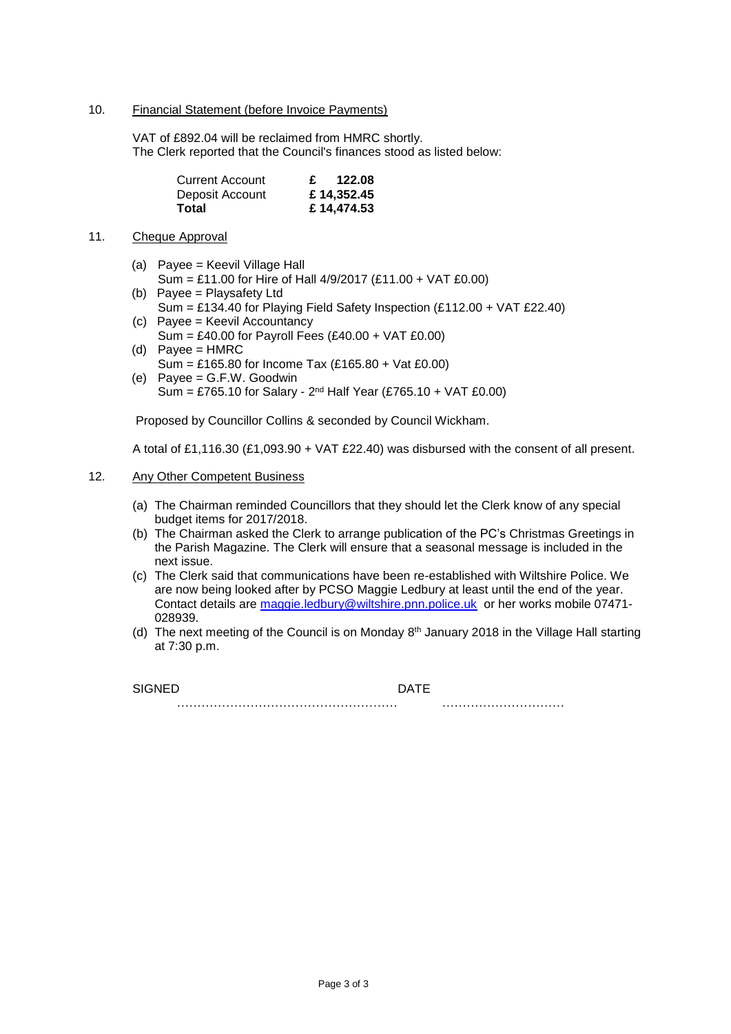## 10. Financial Statement (before Invoice Payments)

VAT of £892.04 will be reclaimed from HMRC shortly.
The Clerk reported that the Council's finances stood as listed below:

| | |
|---|---|
| Current Account | **£ 122.08** |
| Deposit Account | **£ 14,352.45** |
| **Total** | **£ 14,474.53** |

## 11. Cheque Approval

(a) Payee = Keevil Village Hall
Sum = £11.00 for Hire of Hall 4/9/2017 (£11.00 + VAT £0.00)

(b) Payee = Playsafety Ltd
Sum = £134.40 for Playing Field Safety Inspection (£112.00 + VAT £22.40)

(c) Payee = Keevil Accountancy
Sum = £40.00 for Payroll Fees (£40.00 + VAT £0.00)

(d) Payee = HMRC
Sum = £165.80 for Income Tax (£165.80 + Vat £0.00)

(e) Payee = G.F.W. Goodwin
Sum = £765.10 for Salary - 2nd Half Year (£765.10 + VAT £0.00)

Proposed by Councillor Collins & seconded by Council Wickham.

A total of £1,116.30 (£1,093.90 + VAT £22.40) was disbursed with the consent of all present.

## 12. Any Other Competent Business

(a) The Chairman reminded Councillors that they should let the Clerk know of any special budget items for 2017/2018.

(b) The Chairman asked the Clerk to arrange publication of the PC's Christmas Greetings in the Parish Magazine. The Clerk will ensure that a seasonal message is included in the next issue.

(c) The Clerk said that communications have been re-established with Wiltshire Police. We are now being looked after by PCSO Maggie Ledbury at least until the end of the year. Contact details are maggie.ledbury@wiltshire.pnn.police.uk or her works mobile 07471-028939.

(d) The next meeting of the Council is on Monday 8th January 2018 in the Village Hall starting at 7:30 p.m.

SIGNED ……………………………………………… DATE …………………………